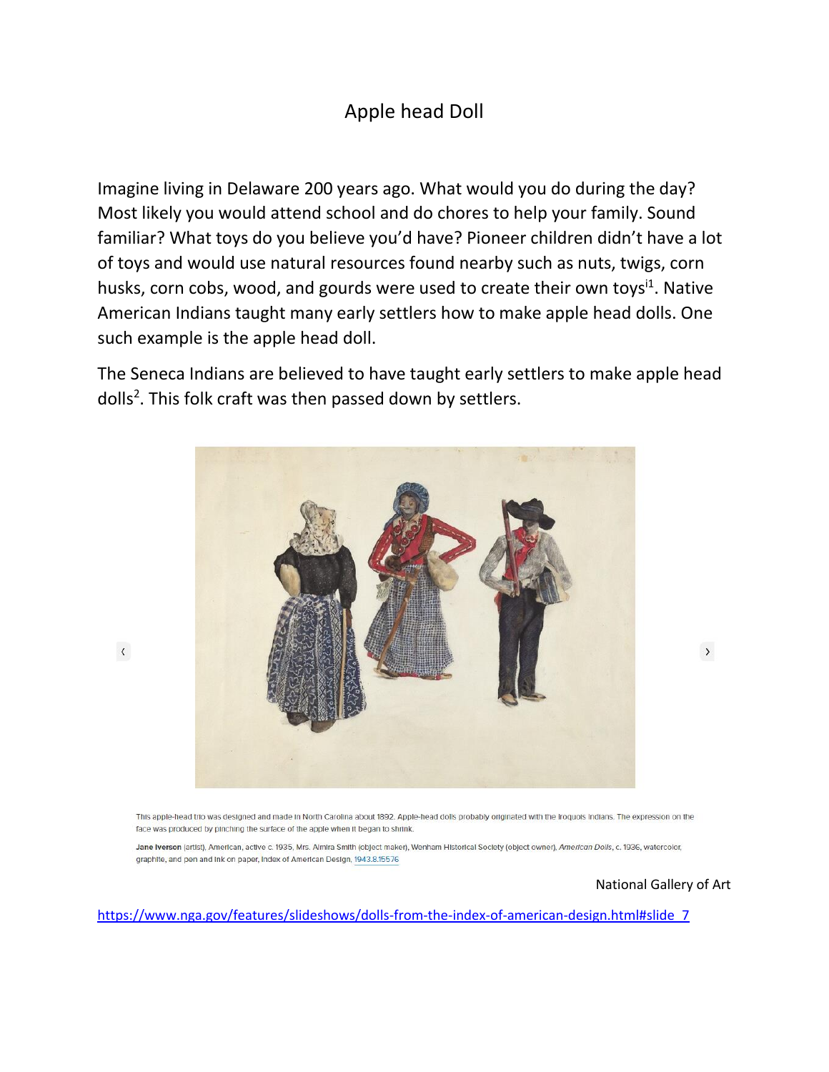# Apple head Doll

Imagine living in Delaware 200 years ago. What would you do during the day? Most likely you would attend school and do chores to help your family. Sound familiar? What toys do you believe you'd have? Pioneer children didn't have a lot of toys and would use natural resources found nearby such as nuts, twigs, corn husks, corn cobs, wood, and gourds were used to create their own toys[i1]. Native American Indians taught many early settlers how to make apple head dolls. One such example is the apple head doll.

The Seneca Indians are believed to have taught early settlers to make apple head dolls[2]. This folk craft was then passed down by settlers.

This apple-head trio was designed and made in North Carolina about 1892. Apple-head dolls probably originated with the Iroquois Indians. The expression on the face was produced by pinching the surface of the apple when it began to shrink.

**Jane Iverson** (artist), American, active c. 1935, Mrs. Almira Smith (object maker), Wenham Historical Society (object owner), *American Dolls*, c. 1936, watercolor, graphite, and pen and ink on paper, Index of American Design, 1943.8.15576

National Gallery of Art

https://www.nga.gov/features/slideshows/dolls-from-the-index-of-american-design.html#slide_7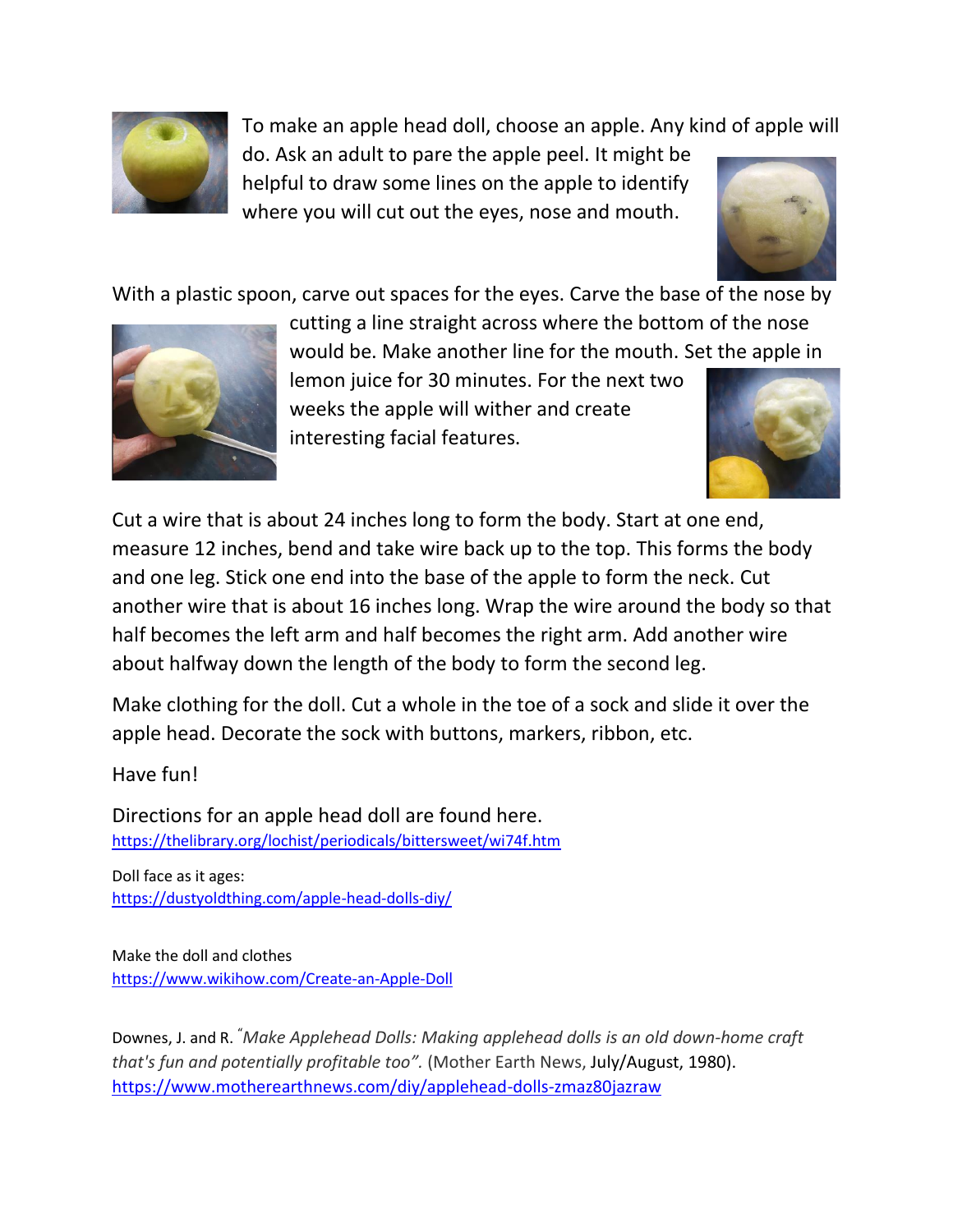To make an apple head doll, choose an apple. Any kind of apple will do. Ask an adult to pare the apple peel. It might be helpful to draw some lines on the apple to identify where you will cut out the eyes, nose and mouth.

With a plastic spoon, carve out spaces for the eyes. Carve the base of the nose by cutting a line straight across where the bottom of the nose would be. Make another line for the mouth. Set the apple in lemon juice for 30 minutes. For the next two weeks the apple will wither and create interesting facial features.

Cut a wire that is about 24 inches long to form the body. Start at one end, measure 12 inches, bend and take wire back up to the top. This forms the body and one leg. Stick one end into the base of the apple to form the neck. Cut another wire that is about 16 inches long. Wrap the wire around the body so that half becomes the left arm and half becomes the right arm. Add another wire about halfway down the length of the body to form the second leg.

Make clothing for the doll. Cut a whole in the toe of a sock and slide it over the apple head. Decorate the sock with buttons, markers, ribbon, etc.

Have fun!

Directions for an apple head doll are found here.
https://thelibrary.org/lochist/periodicals/bittersweet/wi74f.htm

Doll face as it ages:
https://dustyoldthing.com/apple-head-dolls-diy/

Make the doll and clothes
https://www.wikihow.com/Create-an-Apple-Doll

Downes, J. and R. "*Make Applehead Dolls: Making applehead dolls is an old down-home craft that's fun and potentially profitable too".* (Mother Earth News, July/August, 1980).
https://www.motherearthnews.com/diy/applehead-dolls-zmaz80jazraw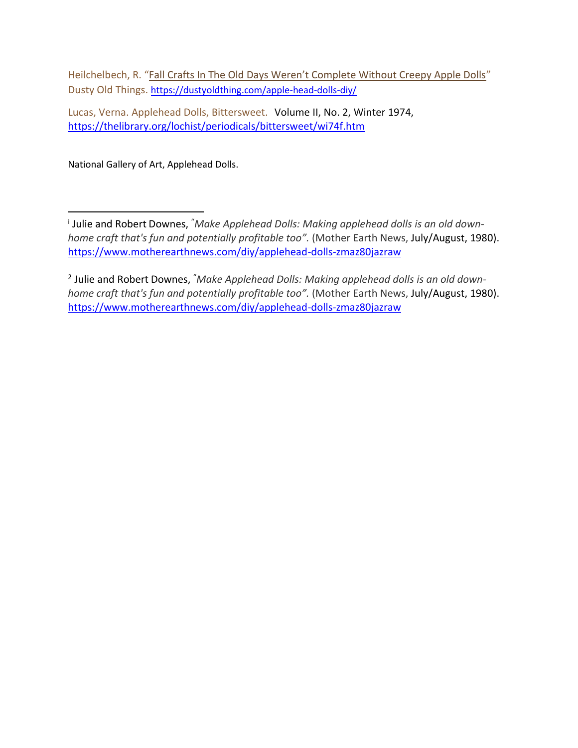Heilchelbech, R. "Fall Crafts In The Old Days Weren't Complete Without Creepy Apple Dolls" Dusty Old Things. https://dustyoldthing.com/apple-head-dolls-diy/

Lucas, Verna. Applehead Dolls, Bittersweet. Volume II, No. 2, Winter 1974, https://thelibrary.org/lochist/periodicals/bittersweet/wi74f.htm

National Gallery of Art, Applehead Dolls.

---

[i] Julie and Robert Downes, *"Make Applehead Dolls: Making applehead dolls is an old down-home craft that's fun and potentially profitable too".* (Mother Earth News, July/August, 1980). https://www.motherearthnews.com/diy/applehead-dolls-zmaz80jazraw

[2] Julie and Robert Downes, *"Make Applehead Dolls: Making applehead dolls is an old down-home craft that's fun and potentially profitable too".* (Mother Earth News, July/August, 1980). https://www.motherearthnews.com/diy/applehead-dolls-zmaz80jazraw